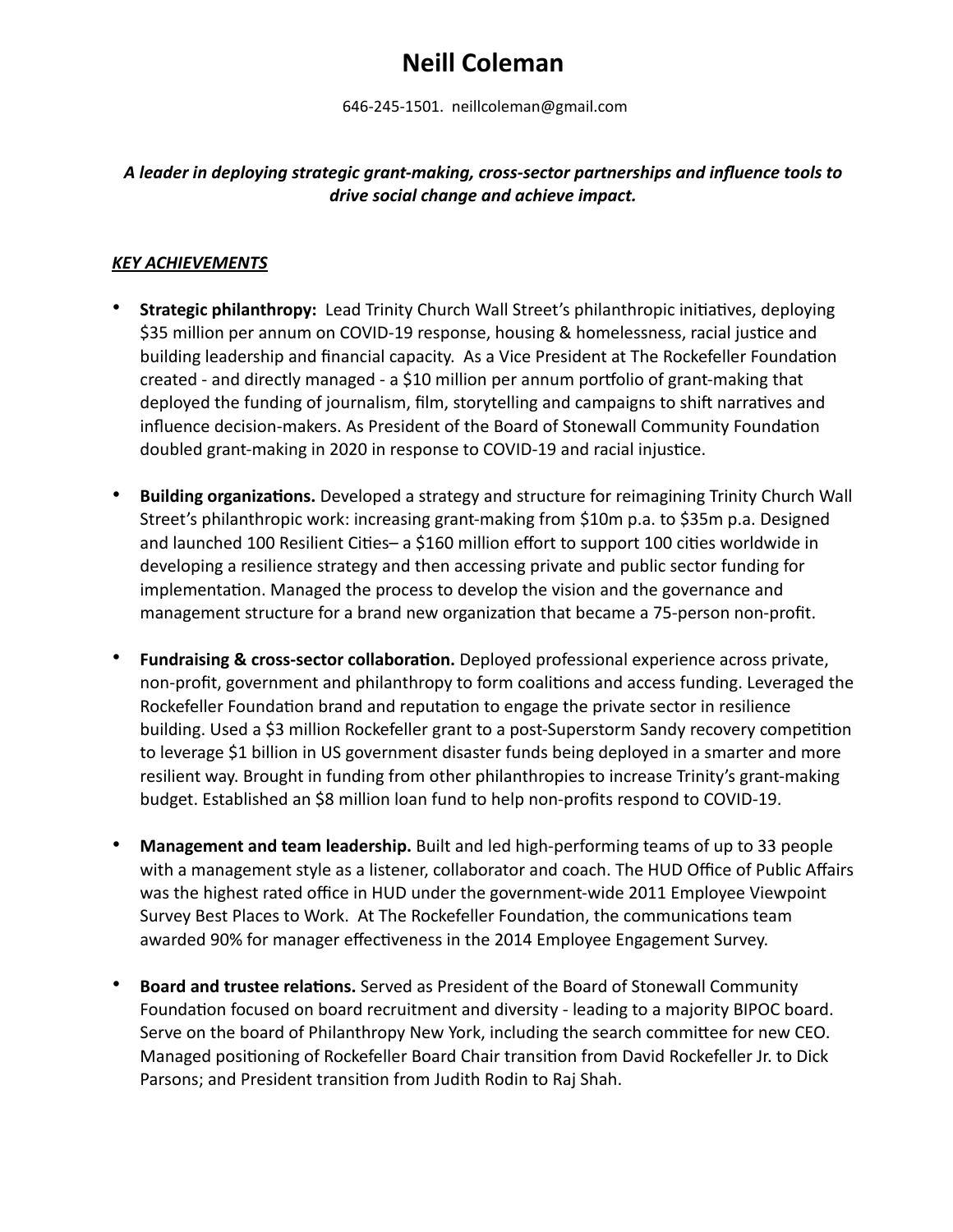# Neill Coleman

646-245-1501. neillcoleman@gmail.com

***A leader in deploying strategic grant-making, cross-sector partnerships and influence tools to drive social change and achieve impact.***

## ***KEY ACHIEVEMENTS***

- **Strategic philanthropy:** Lead Trinity Church Wall Street's philanthropic initiatives, deploying $35 million per annum on COVID-19 response, housing & homelessness, racial justice and building leadership and financial capacity. As a Vice President at The Rockefeller Foundation created - and directly managed - a $10 million per annum portfolio of grant-making that deployed the funding of journalism, film, storytelling and campaigns to shift narratives and influence decision-makers. As President of the Board of Stonewall Community Foundation doubled grant-making in 2020 in response to COVID-19 and racial injustice.

- **Building organizations.** Developed a strategy and structure for reimagining Trinity Church Wall Street's philanthropic work: increasing grant-making from $10m p.a. to $35m p.a. Designed and launched 100 Resilient Cities– a $160 million effort to support 100 cities worldwide in developing a resilience strategy and then accessing private and public sector funding for implementation. Managed the process to develop the vision and the governance and management structure for a brand new organization that became a 75-person non-profit.

- **Fundraising & cross-sector collaboration.** Deployed professional experience across private, non-profit, government and philanthropy to form coalitions and access funding. Leveraged the Rockefeller Foundation brand and reputation to engage the private sector in resilience building. Used a $3 million Rockefeller grant to a post-Superstorm Sandy recovery competition to leverage $1 billion in US government disaster funds being deployed in a smarter and more resilient way. Brought in funding from other philanthropies to increase Trinity's grant-making budget. Established an $8 million loan fund to help non-profits respond to COVID-19.

- **Management and team leadership.** Built and led high-performing teams of up to 33 people with a management style as a listener, collaborator and coach. The HUD Office of Public Affairs was the highest rated office in HUD under the government-wide 2011 Employee Viewpoint Survey Best Places to Work. At The Rockefeller Foundation, the communications team awarded 90% for manager effectiveness in the 2014 Employee Engagement Survey.

- **Board and trustee relations.** Served as President of the Board of Stonewall Community Foundation focused on board recruitment and diversity - leading to a majority BIPOC board. Serve on the board of Philanthropy New York, including the search committee for new CEO. Managed positioning of Rockefeller Board Chair transition from David Rockefeller Jr. to Dick Parsons; and President transition from Judith Rodin to Raj Shah.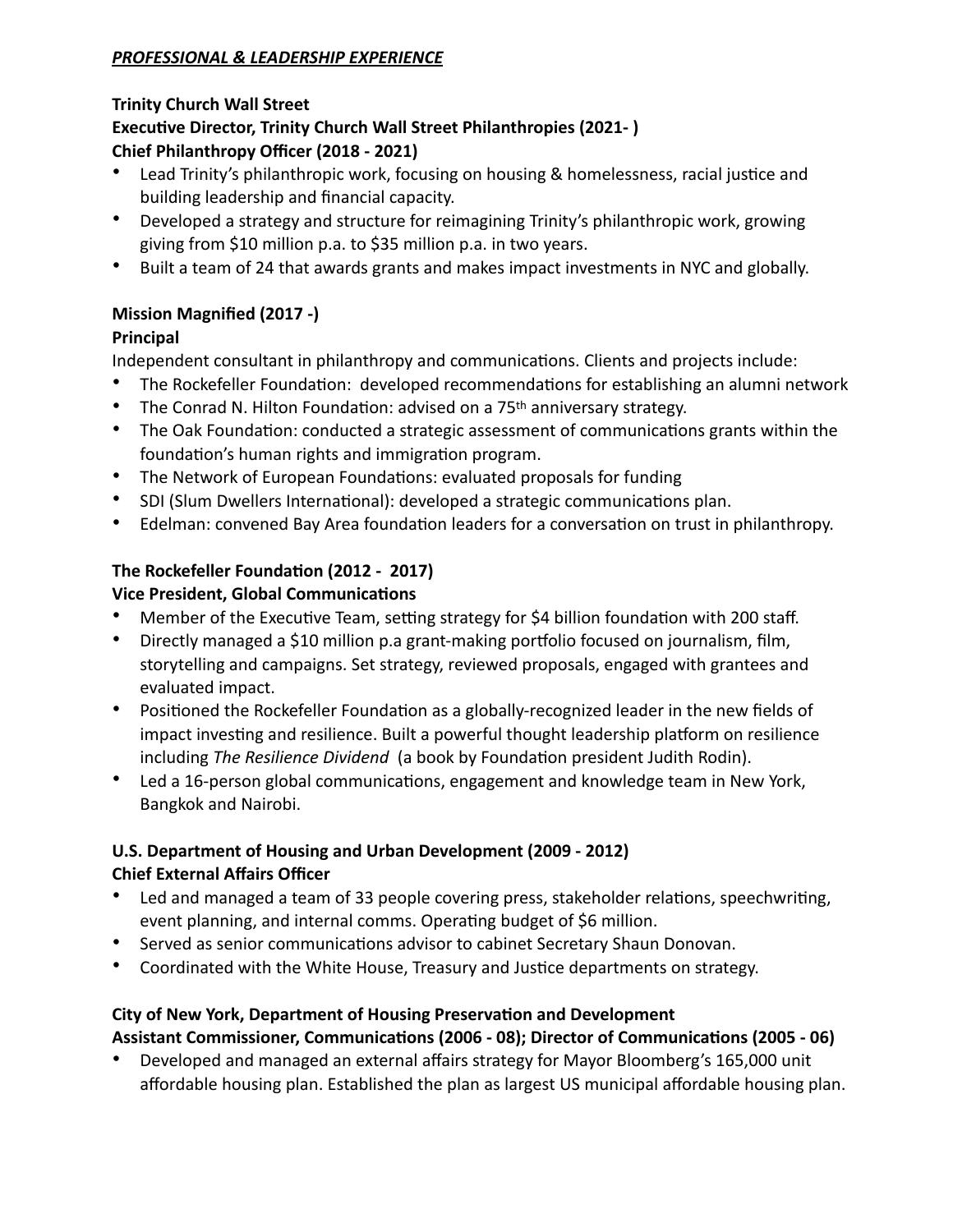***PROFESSIONAL & LEADERSHIP EXPERIENCE***

**Trinity Church Wall Street**
**Executive Director, Trinity Church Wall Street Philanthropies (2021- )**
**Chief Philanthropy Officer (2018 - 2021)**

- Lead Trinity's philanthropic work, focusing on housing & homelessness, racial justice and building leadership and financial capacity.
- Developed a strategy and structure for reimagining Trinity's philanthropic work, growing giving from $10 million p.a. to $35 million p.a. in two years.
- Built a team of 24 that awards grants and makes impact investments in NYC and globally.

**Mission Magnified (2017 -)**
**Principal**

Independent consultant in philanthropy and communications. Clients and projects include:

- The Rockefeller Foundation: developed recommendations for establishing an alumni network
- The Conrad N. Hilton Foundation: advised on a 75th anniversary strategy.
- The Oak Foundation: conducted a strategic assessment of communications grants within the foundation's human rights and immigration program.
- The Network of European Foundations: evaluated proposals for funding
- SDI (Slum Dwellers International): developed a strategic communications plan.
- Edelman: convened Bay Area foundation leaders for a conversation on trust in philanthropy.

**The Rockefeller Foundation (2012 - 2017)**
**Vice President, Global Communications**

- Member of the Executive Team, setting strategy for $4 billion foundation with 200 staff.
- Directly managed a $10 million p.a grant-making portfolio focused on journalism, film, storytelling and campaigns. Set strategy, reviewed proposals, engaged with grantees and evaluated impact.
- Positioned the Rockefeller Foundation as a globally-recognized leader in the new fields of impact investing and resilience. Built a powerful thought leadership platform on resilience including *The Resilience Dividend* (a book by Foundation president Judith Rodin).
- Led a 16-person global communications, engagement and knowledge team in New York, Bangkok and Nairobi.

**U.S. Department of Housing and Urban Development (2009 - 2012)**
**Chief External Affairs Officer**

- Led and managed a team of 33 people covering press, stakeholder relations, speechwriting, event planning, and internal comms. Operating budget of $6 million.
- Served as senior communications advisor to cabinet Secretary Shaun Donovan.
- Coordinated with the White House, Treasury and Justice departments on strategy.

**City of New York, Department of Housing Preservation and Development**
**Assistant Commissioner, Communications (2006 - 08); Director of Communications (2005 - 06)**

- Developed and managed an external affairs strategy for Mayor Bloomberg's 165,000 unit affordable housing plan. Established the plan as largest US municipal affordable housing plan.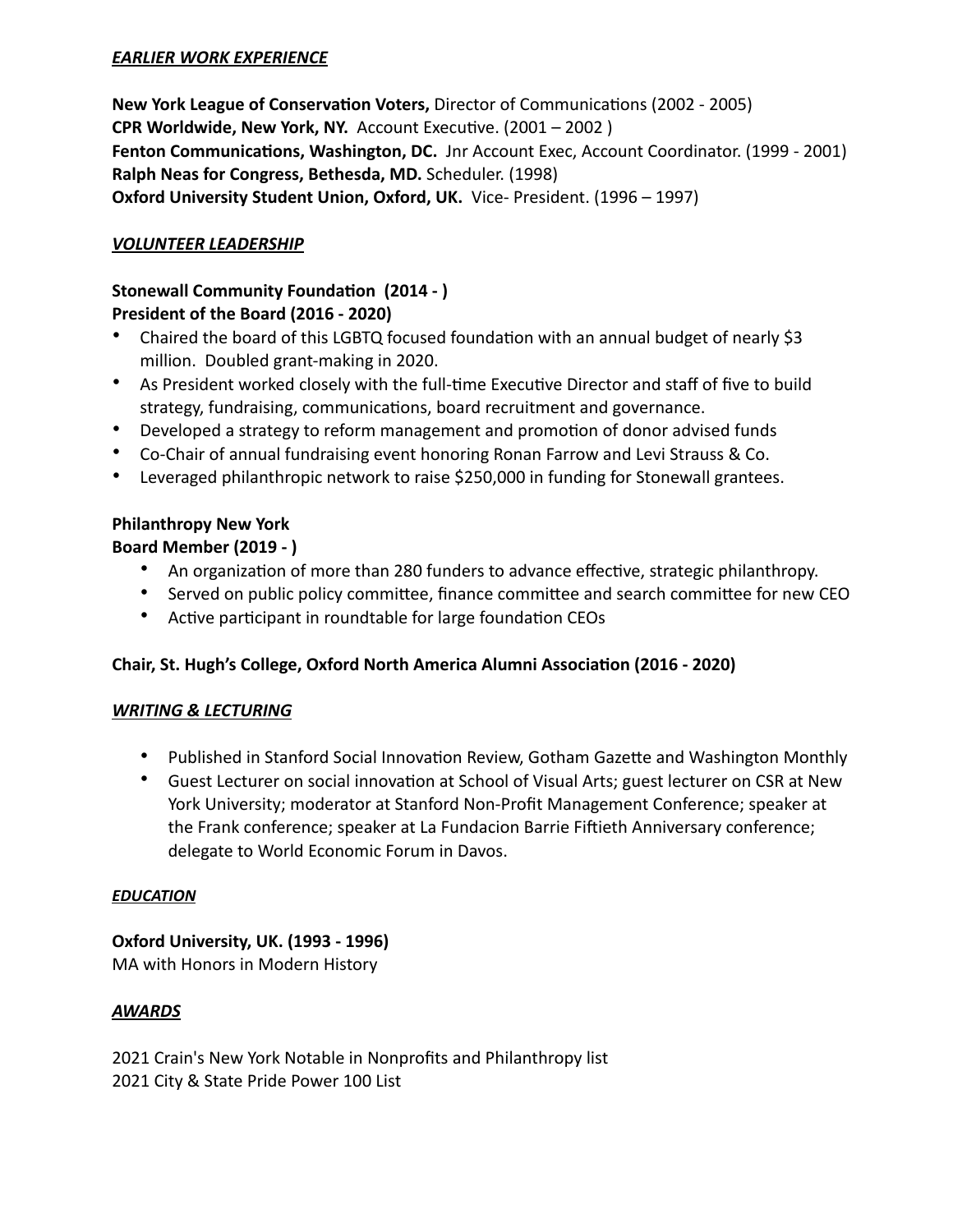## ***EARLIER WORK EXPERIENCE***

**New York League of Conservation Voters,** Director of Communications (2002 - 2005)
**CPR Worldwide, New York, NY.** Account Executive. (2001 – 2002 )
**Fenton Communications, Washington, DC.** Jnr Account Exec, Account Coordinator. (1999 - 2001)
**Ralph Neas for Congress, Bethesda, MD.** Scheduler. (1998)
**Oxford University Student Union, Oxford, UK.** Vice- President. (1996 – 1997)

## ***VOLUNTEER LEADERSHIP***

**Stonewall Community Foundation (2014 - )**
**President of the Board (2016 - 2020)**

- Chaired the board of this LGBTQ focused foundation with an annual budget of nearly $3 million. Doubled grant-making in 2020.
- As President worked closely with the full-time Executive Director and staff of five to build strategy, fundraising, communications, board recruitment and governance.
- Developed a strategy to reform management and promotion of donor advised funds
- Co-Chair of annual fundraising event honoring Ronan Farrow and Levi Strauss & Co.
- Leveraged philanthropic network to raise $250,000 in funding for Stonewall grantees.

**Philanthropy New York**
**Board Member (2019 - )**

- An organization of more than 280 funders to advance effective, strategic philanthropy.
- Served on public policy committee, finance committee and search committee for new CEO
- Active participant in roundtable for large foundation CEOs

**Chair, St. Hugh's College, Oxford North America Alumni Association (2016 - 2020)**

## ***WRITING & LECTURING***

- Published in Stanford Social Innovation Review, Gotham Gazette and Washington Monthly
- Guest Lecturer on social innovation at School of Visual Arts; guest lecturer on CSR at New York University; moderator at Stanford Non-Profit Management Conference; speaker at the Frank conference; speaker at La Fundacion Barrie Fiftieth Anniversary conference; delegate to World Economic Forum in Davos.

## ***EDUCATION***

**Oxford University, UK. (1993 - 1996)**
MA with Honors in Modern History

## ***AWARDS***

2021 Crain's New York Notable in Nonprofits and Philanthropy list
2021 City & State Pride Power 100 List